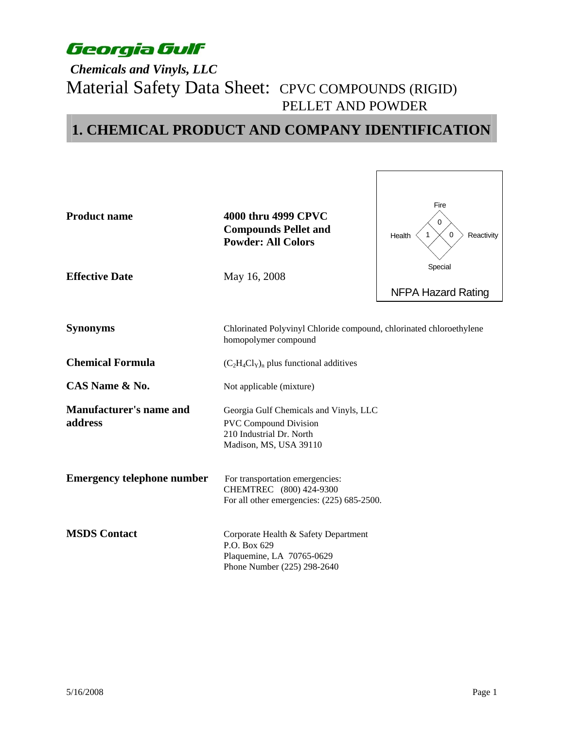**Georgia Gulf**

***Chemicals and Vinyls, LLC***

# Material Safety Data Sheet: CPVC COMPOUNDS (RIGID) PELLET AND POWDER

## 1. CHEMICAL PRODUCT AND COMPANY IDENTIFICATION

**NFPA Hazard Rating**

| Fire | Health | Reactivity | Special |
|---|---|---|---|
| 0 | 1 | 0 | |

| | |
|---|---|
| **Product name** | **4000 thru 4999 CPVC Compounds Pellet and Powder: All Colors** |
| **Effective Date** | May 16, 2008 |
| **Synonyms** | Chlorinated Polyvinyl Chloride compound, chlorinated chloroethylene homopolymer compound |
| **Chemical Formula** | $(C_2H_4Cl_Y)_n$ plus functional additives |
| **CAS Name & No.** | Not applicable (mixture) |
| **Manufacturer's name and address** | Georgia Gulf Chemicals and Vinyls, LLC<br>PVC Compound Division<br>210 Industrial Dr. North<br>Madison, MS, USA 39110 |
| **Emergency telephone number** | For transportation emergencies:<br>CHEMTREC (800) 424-9300<br>For all other emergencies: (225) 685-2500. |
| **MSDS Contact** | Corporate Health & Safety Department<br>P.O. Box 629<br>Plaquemine, LA 70765-0629<br>Phone Number (225) 298-2640 |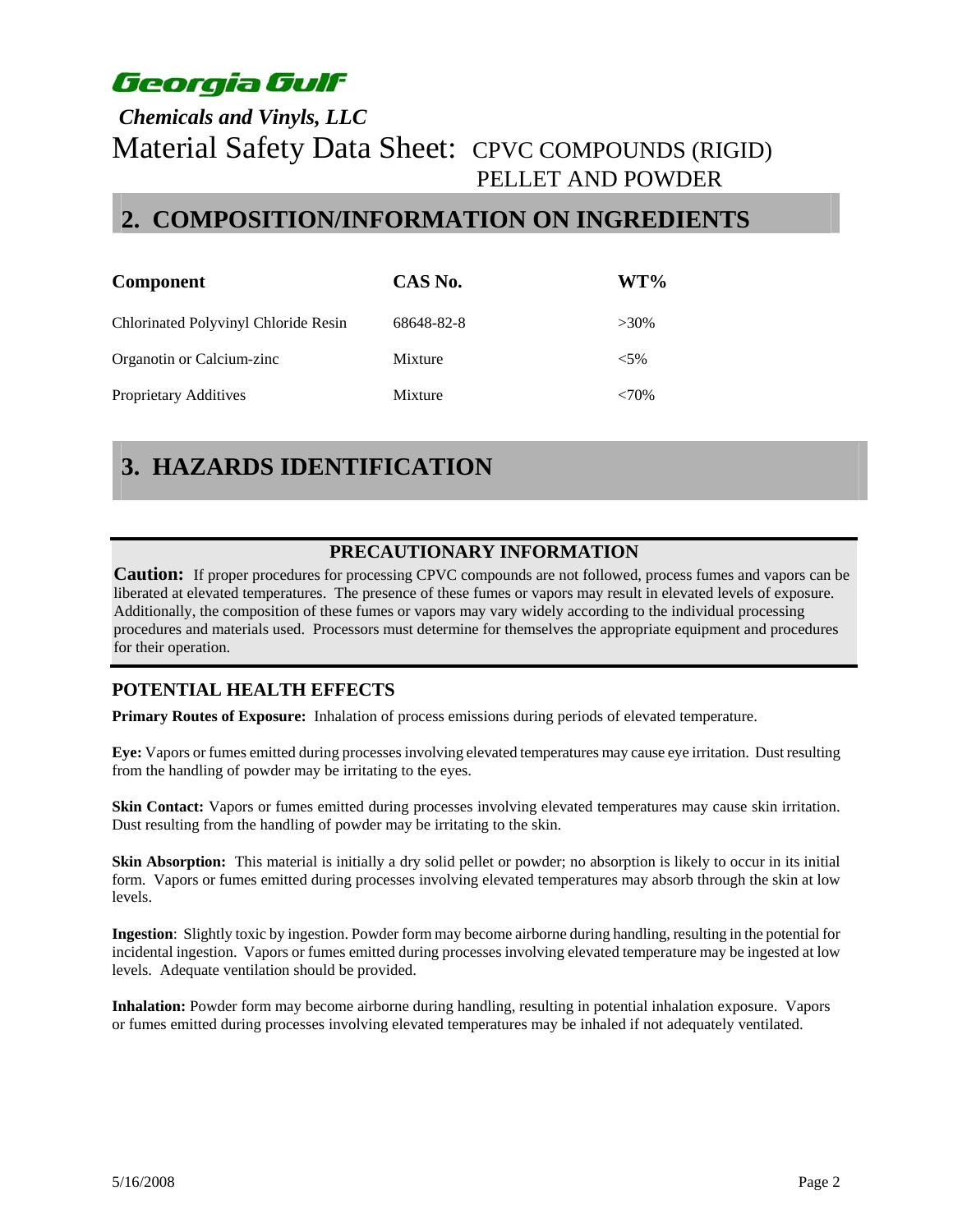## 2. COMPOSITION/INFORMATION ON INGREDIENTS

| Component | CAS No. | WT% |
| --- | --- | --- |
| Chlorinated Polyvinyl Chloride Resin | 68648-82-8 | >30% |
| Organotin or Calcium-zinc | Mixture | <5% |
| Proprietary Additives | Mixture | <70% |

## 3. HAZARDS IDENTIFICATION

### PRECAUTIONARY INFORMATION

**Caution:** If proper procedures for processing CPVC compounds are not followed, process fumes and vapors can be liberated at elevated temperatures. The presence of these fumes or vapors may result in elevated levels of exposure. Additionally, the composition of these fumes or vapors may vary widely according to the individual processing procedures and materials used. Processors must determine for themselves the appropriate equipment and procedures for their operation.

### POTENTIAL HEALTH EFFECTS

**Primary Routes of Exposure:** Inhalation of process emissions during periods of elevated temperature.

**Eye:** Vapors or fumes emitted during processes involving elevated temperatures may cause eye irritation. Dust resulting from the handling of powder may be irritating to the eyes.

**Skin Contact:** Vapors or fumes emitted during processes involving elevated temperatures may cause skin irritation. Dust resulting from the handling of powder may be irritating to the skin.

**Skin Absorption:** This material is initially a dry solid pellet or powder; no absorption is likely to occur in its initial form. Vapors or fumes emitted during processes involving elevated temperatures may absorb through the skin at low levels.

**Ingestion**: Slightly toxic by ingestion. Powder form may become airborne during handling, resulting in the potential for incidental ingestion. Vapors or fumes emitted during processes involving elevated temperature may be ingested at low levels. Adequate ventilation should be provided.

**Inhalation:** Powder form may become airborne during handling, resulting in potential inhalation exposure. Vapors or fumes emitted during processes involving elevated temperatures may be inhaled if not adequately ventilated.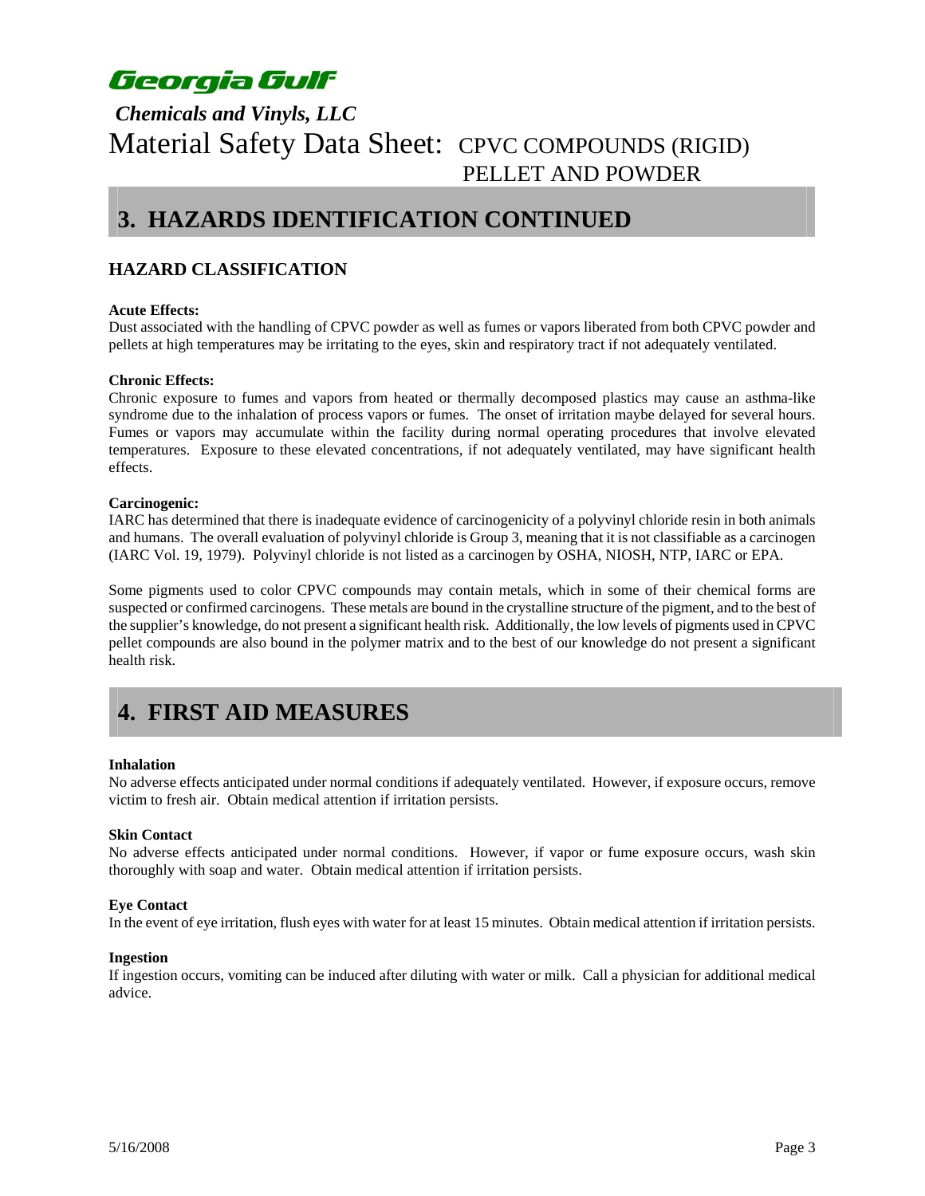# 3. HAZARDS IDENTIFICATION CONTINUED

## HAZARD CLASSIFICATION

**Acute Effects:**
Dust associated with the handling of CPVC powder as well as fumes or vapors liberated from both CPVC powder and pellets at high temperatures may be irritating to the eyes, skin and respiratory tract if not adequately ventilated.

**Chronic Effects:**
Chronic exposure to fumes and vapors from heated or thermally decomposed plastics may cause an asthma-like syndrome due to the inhalation of process vapors or fumes. The onset of irritation maybe delayed for several hours. Fumes or vapors may accumulate within the facility during normal operating procedures that involve elevated temperatures. Exposure to these elevated concentrations, if not adequately ventilated, may have significant health effects.

**Carcinogenic:**
IARC has determined that there is inadequate evidence of carcinogenicity of a polyvinyl chloride resin in both animals and humans. The overall evaluation of polyvinyl chloride is Group 3, meaning that it is not classifiable as a carcinogen (IARC Vol. 19, 1979). Polyvinyl chloride is not listed as a carcinogen by OSHA, NIOSH, NTP, IARC or EPA.

Some pigments used to color CPVC compounds may contain metals, which in some of their chemical forms are suspected or confirmed carcinogens. These metals are bound in the crystalline structure of the pigment, and to the best of the supplier's knowledge, do not present a significant health risk. Additionally, the low levels of pigments used in CPVC pellet compounds are also bound in the polymer matrix and to the best of our knowledge do not present a significant health risk.

# 4. FIRST AID MEASURES

**Inhalation**
No adverse effects anticipated under normal conditions if adequately ventilated. However, if exposure occurs, remove victim to fresh air. Obtain medical attention if irritation persists.

**Skin Contact**
No adverse effects anticipated under normal conditions. However, if vapor or fume exposure occurs, wash skin thoroughly with soap and water. Obtain medical attention if irritation persists.

**Eye Contact**
In the event of eye irritation, flush eyes with water for at least 15 minutes. Obtain medical attention if irritation persists.

**Ingestion**
If ingestion occurs, vomiting can be induced after diluting with water or milk. Call a physician for additional medical advice.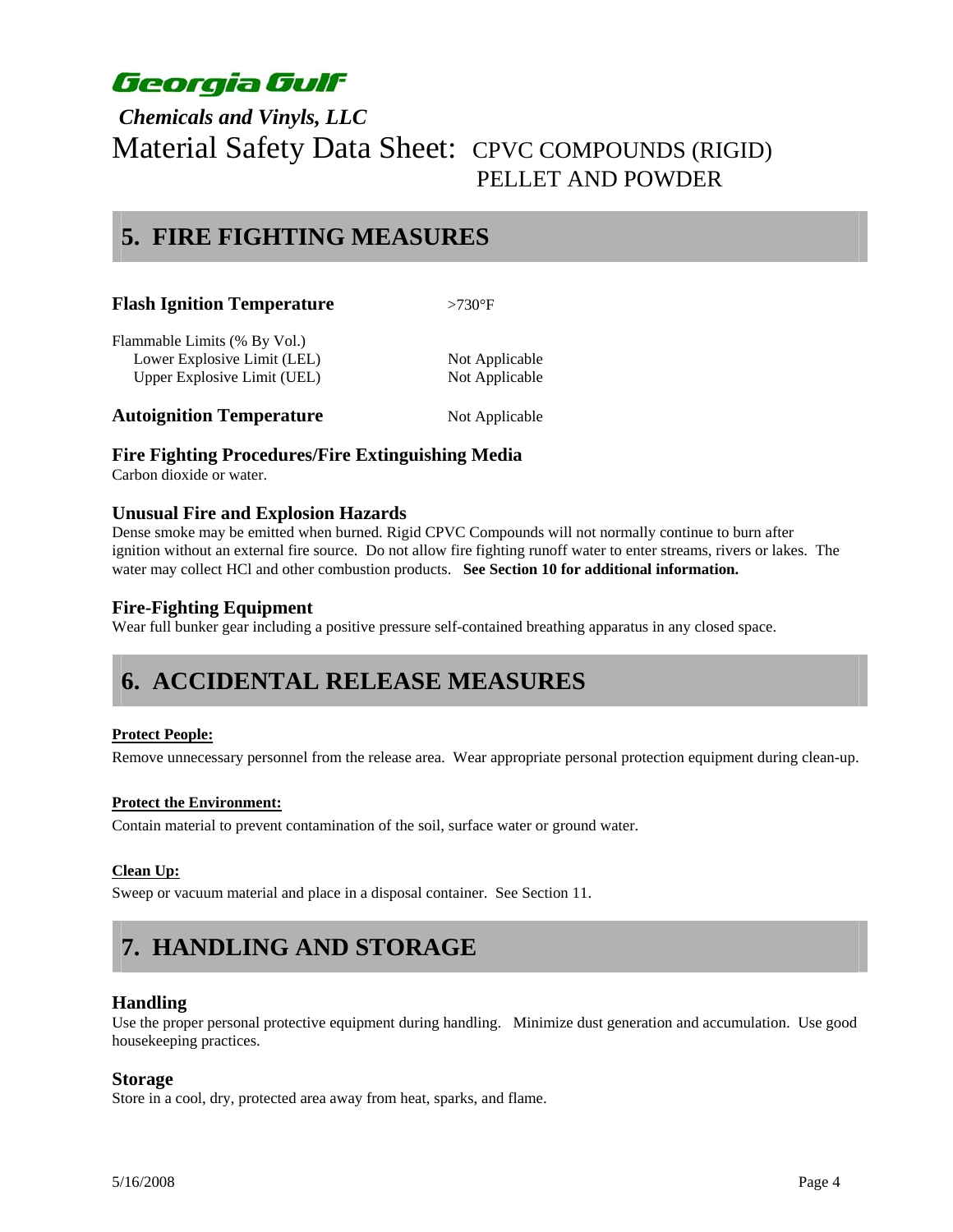# Georgia Gulf

*Chemicals and Vinyls, LLC*

Material Safety Data Sheet: CPVC COMPOUNDS (RIGID) PELLET AND POWDER

## 5. FIRE FIGHTING MEASURES

| | |
|---|---|
| **Flash Ignition Temperature** | >730°F |
| Flammable Limits (% By Vol.) | |
| Lower Explosive Limit (LEL) | Not Applicable |
| Upper Explosive Limit (UEL) | Not Applicable |
| **Autoignition Temperature** | Not Applicable |

### Fire Fighting Procedures/Fire Extinguishing Media

Carbon dioxide or water.

### Unusual Fire and Explosion Hazards

Dense smoke may be emitted when burned. Rigid CPVC Compounds will not normally continue to burn after ignition without an external fire source. Do not allow fire fighting runoff water to enter streams, rivers or lakes. The water may collect HCl and other combustion products. **See Section 10 for additional information.**

### Fire-Fighting Equipment

Wear full bunker gear including a positive pressure self-contained breathing apparatus in any closed space.

## 6. ACCIDENTAL RELEASE MEASURES

**Protect People:**

Remove unnecessary personnel from the release area. Wear appropriate personal protection equipment during clean-up.

**Protect the Environment:**

Contain material to prevent contamination of the soil, surface water or ground water.

**Clean Up:**

Sweep or vacuum material and place in a disposal container. See Section 11.

## 7. HANDLING AND STORAGE

### Handling

Use the proper personal protective equipment during handling. Minimize dust generation and accumulation. Use good housekeeping practices.

### Storage

Store in a cool, dry, protected area away from heat, sparks, and flame.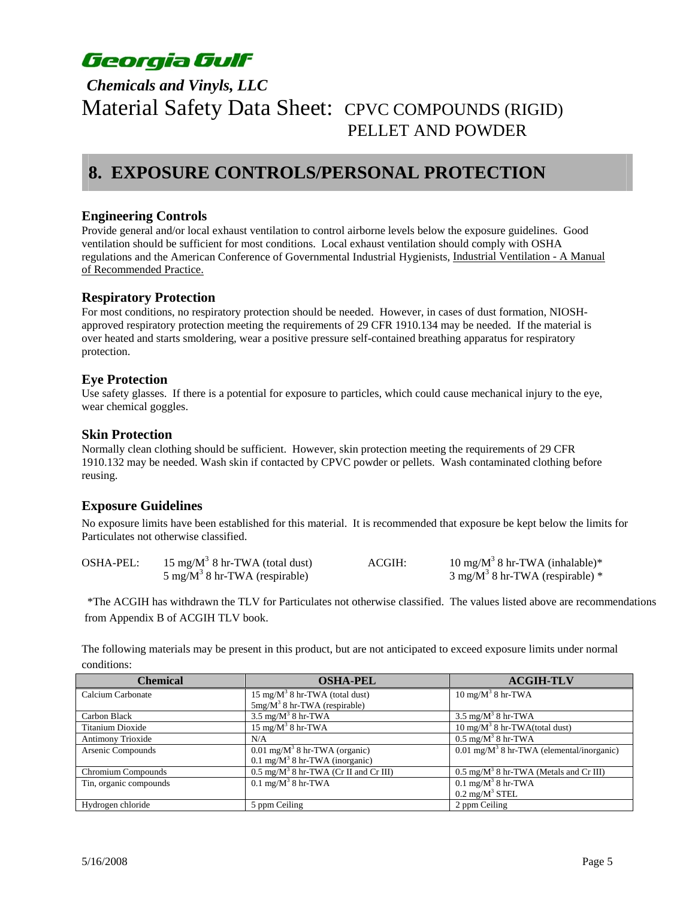# Georgia Gulf

## *Chemicals and Vinyls, LLC*

Material Safety Data Sheet: CPVC COMPOUNDS (RIGID) PELLET AND POWDER

## 8. EXPOSURE CONTROLS/PERSONAL PROTECTION

### Engineering Controls

Provide general and/or local exhaust ventilation to control airborne levels below the exposure guidelines. Good ventilation should be sufficient for most conditions. Local exhaust ventilation should comply with OSHA regulations and the American Conference of Governmental Industrial Hygienists, Industrial Ventilation - A Manual of Recommended Practice.

### Respiratory Protection

For most conditions, no respiratory protection should be needed. However, in cases of dust formation, NIOSH-approved respiratory protection meeting the requirements of 29 CFR 1910.134 may be needed. If the material is over heated and starts smoldering, wear a positive pressure self-contained breathing apparatus for respiratory protection.

### Eye Protection

Use safety glasses. If there is a potential for exposure to particles, which could cause mechanical injury to the eye, wear chemical goggles.

### Skin Protection

Normally clean clothing should be sufficient. However, skin protection meeting the requirements of 29 CFR 1910.132 may be needed. Wash skin if contacted by CPVC powder or pellets. Wash contaminated clothing before reusing.

### Exposure Guidelines

No exposure limits have been established for this material. It is recommended that exposure be kept below the limits for Particulates not otherwise classified.

OSHA-PEL: 15 $mg/M^3$ 8 hr-TWA (total dust)
5 $mg/M^3$ 8 hr-TWA (respirable)

ACGIH: 10 $mg/M^3$ 8 hr-TWA (inhalable)*
3 $mg/M^3$ 8 hr-TWA (respirable) *

*The ACGIH has withdrawn the TLV for Particulates not otherwise classified. The values listed above are recommendations from Appendix B of ACGIH TLV book.

The following materials may be present in this product, but are not anticipated to exceed exposure limits under normal conditions:

| Chemical | OSHA-PEL | ACGIH-TLV |
|---|---|---|
| Calcium Carbonate | 15 $mg/M^3$ 8 hr-TWA (total dust)<br>5 $mg/M^3$ 8 hr-TWA (respirable) | 10 $mg/M^3$ 8 hr-TWA |
| Carbon Black | 3.5 $mg/M^3$ 8 hr-TWA | 3.5 $mg/M^3$ 8 hr-TWA |
| Titanium Dioxide | 15 $mg/M^3$ 8 hr-TWA | 10 $mg/M^3$ 8 hr-TWA(total dust) |
| Antimony Trioxide | N/A | 0.5 $mg/M^3$ 8 hr-TWA |
| Arsenic Compounds | 0.01 $mg/M^3$ 8 hr-TWA (organic)<br>0.1 $mg/M^3$ 8 hr-TWA (inorganic) | 0.01 $mg/M^3$ 8 hr-TWA (elemental/inorganic) |
| Chromium Compounds | 0.5 $mg/M^3$ 8 hr-TWA (Cr II and Cr III) | 0.5 $mg/M^3$ 8 hr-TWA (Metals and Cr III) |
| Tin, organic compounds | 0.1 $mg/M^3$ 8 hr-TWA | 0.1 $mg/M^3$ 8 hr-TWA<br>0.2 $mg/M^3$ STEL |
| Hydrogen chloride | 5 ppm Ceiling | 2 ppm Ceiling |

5/16/2008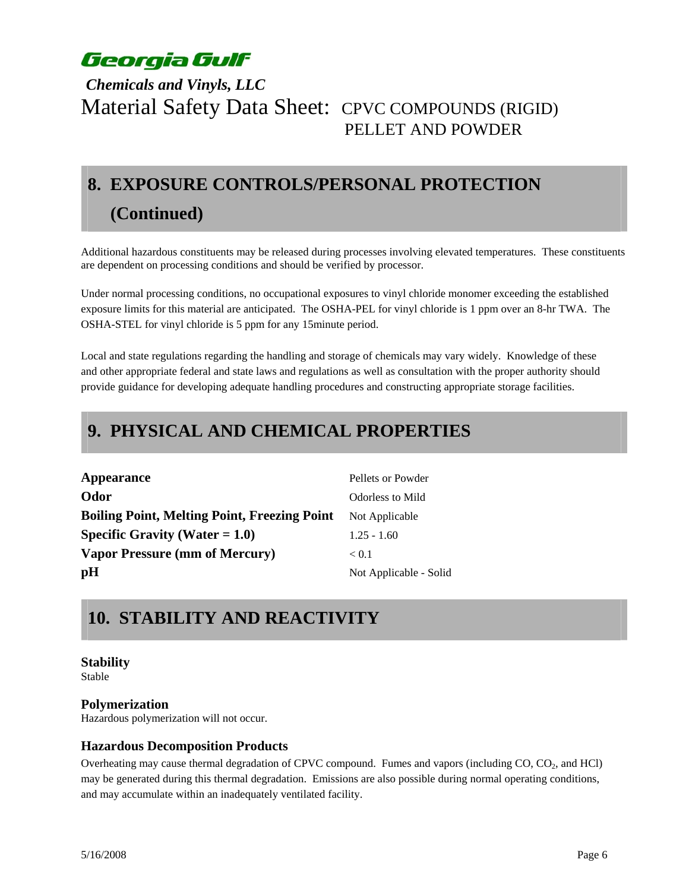# Georgia Gulf

*Chemicals and Vinyls, LLC*

Material Safety Data Sheet: CPVC COMPOUNDS (RIGID) PELLET AND POWDER

## 8. EXPOSURE CONTROLS/PERSONAL PROTECTION (Continued)

Additional hazardous constituents may be released during processes involving elevated temperatures. These constituents are dependent on processing conditions and should be verified by processor.

Under normal processing conditions, no occupational exposures to vinyl chloride monomer exceeding the established exposure limits for this material are anticipated. The OSHA-PEL for vinyl chloride is 1 ppm over an 8-hr TWA. The OSHA-STEL for vinyl chloride is 5 ppm for any 15minute period.

Local and state regulations regarding the handling and storage of chemicals may vary widely. Knowledge of these and other appropriate federal and state laws and regulations as well as consultation with the proper authority should provide guidance for developing adequate handling procedures and constructing appropriate storage facilities.

## 9. PHYSICAL AND CHEMICAL PROPERTIES

| | |
|---|---|
| **Appearance** | Pellets or Powder |
| **Odor** | Odorless to Mild |
| **Boiling Point, Melting Point, Freezing Point** | Not Applicable |
| **Specific Gravity (Water = 1.0)** | 1.25 - 1.60 |
| **Vapor Pressure (mm of Mercury)** | < 0.1 |
| **pH** | Not Applicable - Solid |

## 10. STABILITY AND REACTIVITY

### Stability

Stable

### Polymerization

Hazardous polymerization will not occur.

### Hazardous Decomposition Products

Overheating may cause thermal degradation of CPVC compound. Fumes and vapors (including CO, $CO_2$, and HCl) may be generated during this thermal degradation. Emissions are also possible during normal operating conditions, and may accumulate within an inadequately ventilated facility.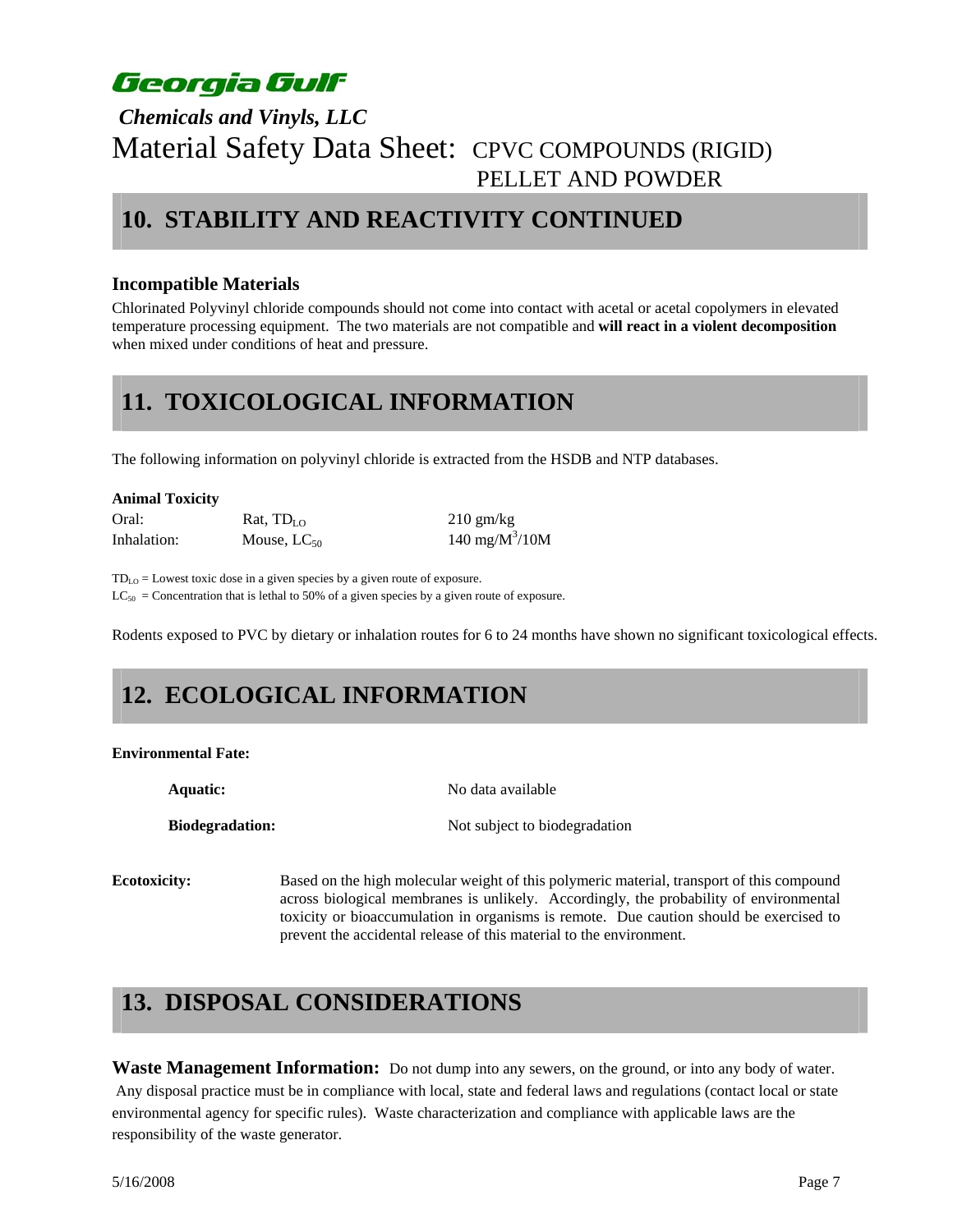# Georgia Gulf

*Chemicals and Vinyls, LLC*

Material Safety Data Sheet: CPVC COMPOUNDS (RIGID) PELLET AND POWDER

## 10. STABILITY AND REACTIVITY CONTINUED

### Incompatible Materials

Chlorinated Polyvinyl chloride compounds should not come into contact with acetal or acetal copolymers in elevated temperature processing equipment. The two materials are not compatible and **will react in a violent decomposition** when mixed under conditions of heat and pressure.

## 11. TOXICOLOGICAL INFORMATION

The following information on polyvinyl chloride is extracted from the HSDB and NTP databases.

**Animal Toxicity**

| | | |
|---|---|---|
| Oral: | Rat, $TD_{LO}$ | 210 gm/kg |
| Inhalation: | Mouse, $LC_{50}$ | 140 $mg/M^3$/10M |

$TD_{LO}$ = Lowest toxic dose in a given species by a given route of exposure.
$LC_{50}$ = Concentration that is lethal to 50% of a given species by a given route of exposure.

Rodents exposed to PVC by dietary or inhalation routes for 6 to 24 months have shown no significant toxicological effects.

## 12. ECOLOGICAL INFORMATION

**Environmental Fate:**

**Aquatic:** No data available

**Biodegradation:** Not subject to biodegradation

**Ecotoxicity:** Based on the high molecular weight of this polymeric material, transport of this compound across biological membranes is unlikely. Accordingly, the probability of environmental toxicity or bioaccumulation in organisms is remote. Due caution should be exercised to prevent the accidental release of this material to the environment.

## 13. DISPOSAL CONSIDERATIONS

**Waste Management Information:** Do not dump into any sewers, on the ground, or into any body of water. Any disposal practice must be in compliance with local, state and federal laws and regulations (contact local or state environmental agency for specific rules). Waste characterization and compliance with applicable laws are the responsibility of the waste generator.

5/16/2008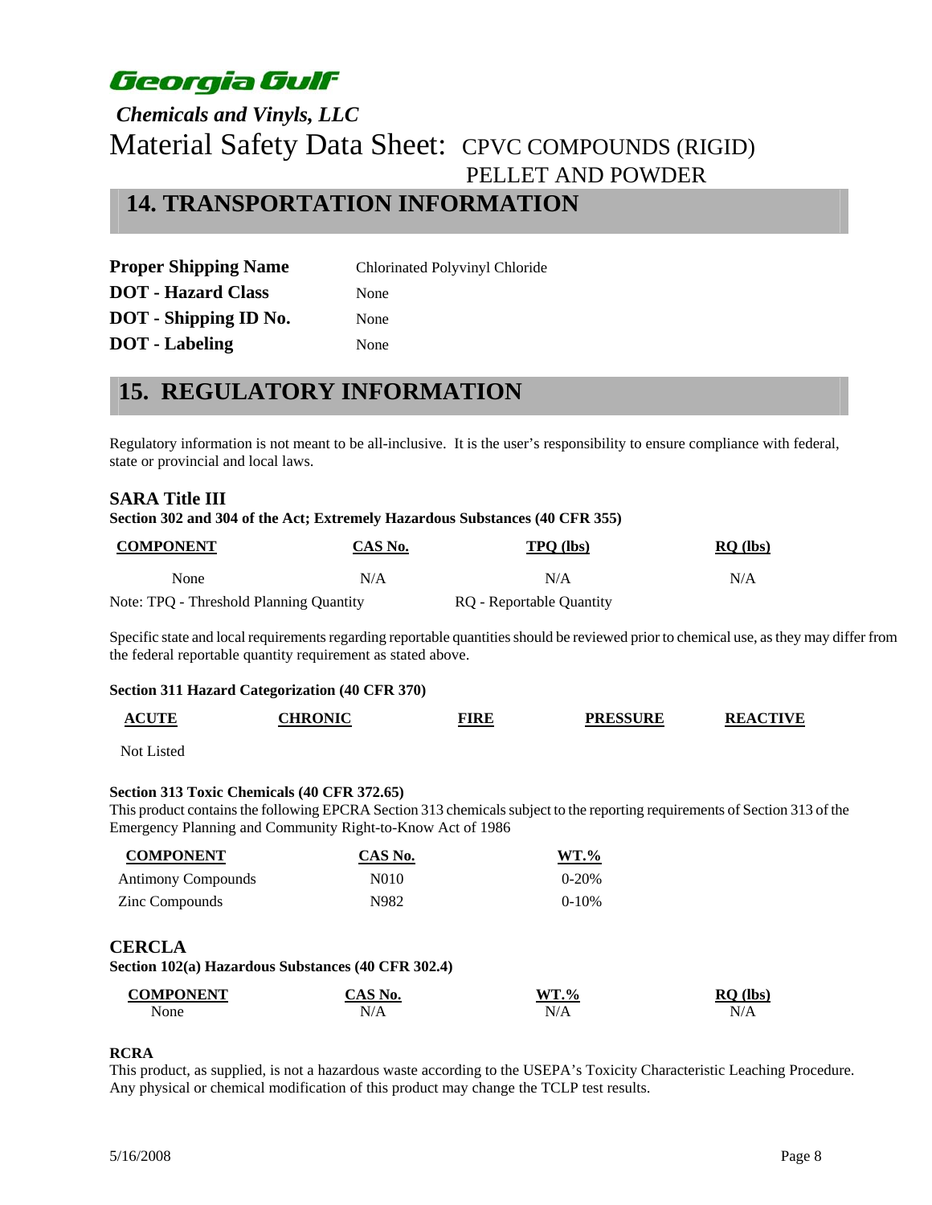# Georgia Gulf

*Chemicals and Vinyls, LLC*

Material Safety Data Sheet: CPVC COMPOUNDS (RIGID) PELLET AND POWDER

## 14. TRANSPORTATION INFORMATION

| | |
|---|---|
| **Proper Shipping Name** | Chlorinated Polyvinyl Chloride |
| **DOT - Hazard Class** | None |
| **DOT - Shipping ID No.** | None |
| **DOT - Labeling** | None |

## 15. REGULATORY INFORMATION

Regulatory information is not meant to be all-inclusive. It is the user's responsibility to ensure compliance with federal, state or provincial and local laws.

### SARA Title III

**Section 302 and 304 of the Act; Extremely Hazardous Substances (40 CFR 355)**

| COMPONENT | CAS No. | TPQ (lbs) | RQ (lbs) |
|---|---|---|---|
| None | N/A | N/A | N/A |

Note: TPQ - Threshold Planning Quantity    RQ - Reportable Quantity

Specific state and local requirements regarding reportable quantities should be reviewed prior to chemical use, as they may differ from the federal reportable quantity requirement as stated above.

**Section 311 Hazard Categorization (40 CFR 370)**

| ACUTE | CHRONIC | FIRE | PRESSURE | REACTIVE |
|---|---|---|---|---|
| Not Listed | | | | |

**Section 313 Toxic Chemicals (40 CFR 372.65)**

This product contains the following EPCRA Section 313 chemicals subject to the reporting requirements of Section 313 of the Emergency Planning and Community Right-to-Know Act of 1986

| COMPONENT | CAS No. | WT.% |
|---|---|---|
| Antimony Compounds | N010 | 0-20% |
| Zinc Compounds | N982 | 0-10% |

### CERCLA

**Section 102(a) Hazardous Substances (40 CFR 302.4)**

| COMPONENT | CAS No. | WT.% | RQ (lbs) |
|---|---|---|---|
| None | N/A | N/A | N/A |

**RCRA**

This product, as supplied, is not a hazardous waste according to the USEPA's Toxicity Characteristic Leaching Procedure. Any physical or chemical modification of this product may change the TCLP test results.

5/16/2008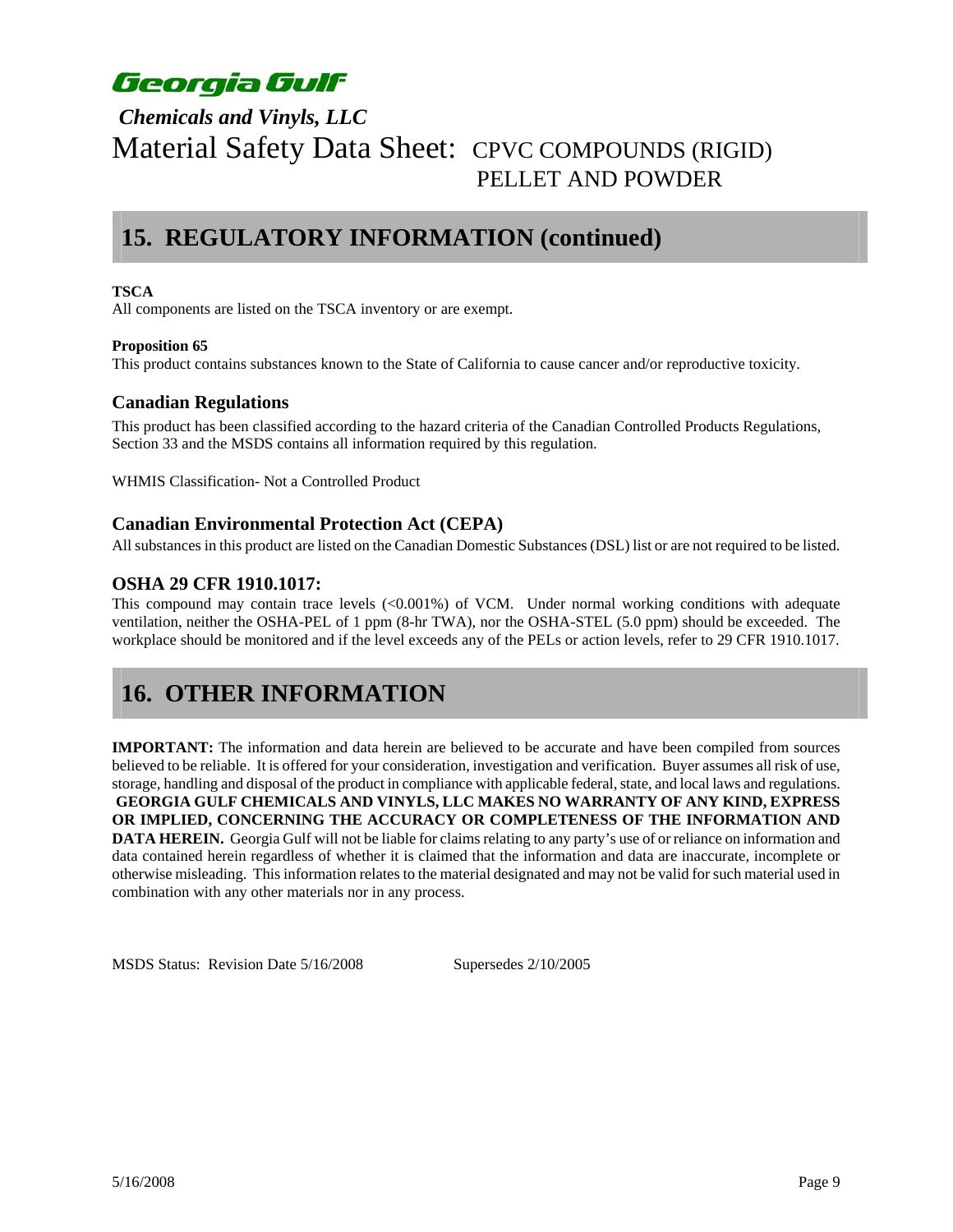## 15. REGULATORY INFORMATION (continued)

**TSCA**

All components are listed on the TSCA inventory or are exempt.

**Proposition 65**

This product contains substances known to the State of California to cause cancer and/or reproductive toxicity.

### Canadian Regulations

This product has been classified according to the hazard criteria of the Canadian Controlled Products Regulations, Section 33 and the MSDS contains all information required by this regulation.

WHMIS Classification- Not a Controlled Product

### Canadian Environmental Protection Act (CEPA)

All substances in this product are listed on the Canadian Domestic Substances (DSL) list or are not required to be listed.

### OSHA 29 CFR 1910.1017:

This compound may contain trace levels (<0.001%) of VCM. Under normal working conditions with adequate ventilation, neither the OSHA-PEL of 1 ppm (8-hr TWA), nor the OSHA-STEL (5.0 ppm) should be exceeded. The workplace should be monitored and if the level exceeds any of the PELs or action levels, refer to 29 CFR 1910.1017.

## 16. OTHER INFORMATION

**IMPORTANT:** The information and data herein are believed to be accurate and have been compiled from sources believed to be reliable. It is offered for your consideration, investigation and verification. Buyer assumes all risk of use, storage, handling and disposal of the product in compliance with applicable federal, state, and local laws and regulations. **GEORGIA GULF CHEMICALS AND VINYLS, LLC MAKES NO WARRANTY OF ANY KIND, EXPRESS OR IMPLIED, CONCERNING THE ACCURACY OR COMPLETENESS OF THE INFORMATION AND DATA HEREIN.** Georgia Gulf will not be liable for claims relating to any party's use of or reliance on information and data contained herein regardless of whether it is claimed that the information and data are inaccurate, incomplete or otherwise misleading. This information relates to the material designated and may not be valid for such material used in combination with any other materials nor in any process.

MSDS Status: Revision Date 5/16/2008 Supersedes 2/10/2005